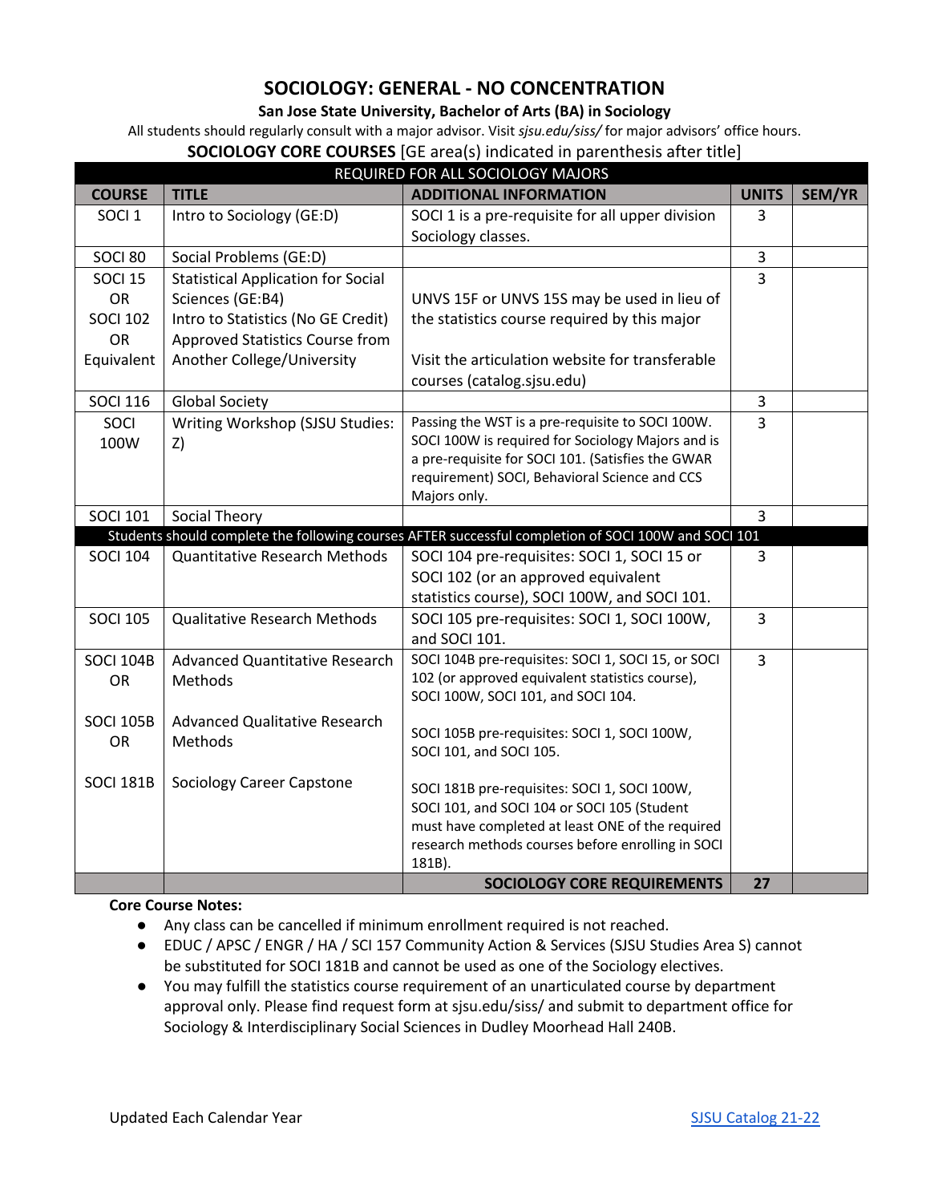# SOCIOLOGY: GENERAL - NO CONCENTRATION

**San Jose State University, Bachelor of Arts (BA) in Sociology**

All students should regularly consult with a major advisor. Visit *sjsu.edu/siss/* for major advisors' office hours.

**SOCIOLOGY CORE COURSES** [GE area(s) indicated in parenthesis after title]

| REQUIRED FOR ALL SOCIOLOGY MAJORS | | | | |
|---|---|---|---|---|
| **COURSE** | **TITLE** | **ADDITIONAL INFORMATION** | **UNITS** | **SEM/YR** |
| SOCI 1 | Intro to Sociology (GE:D) | SOCI 1 is a pre-requisite for all upper division Sociology classes. | 3 | |
| SOCI 80 | Social Problems (GE:D) | | 3 | |
| SOCI 15 OR SOCI 102 OR Equivalent | Statistical Application for Social Sciences (GE:B4) Intro to Statistics (No GE Credit) Approved Statistics Course from Another College/University | UNVS 15F or UNVS 15S may be used in lieu of the statistics course required by this major<br><br>Visit the articulation website for transferable courses (catalog.sjsu.edu) | 3 | |
| SOCI 116 | Global Society | | 3 | |
| SOCI 100W | Writing Workshop (SJSU Studies: Z) | Passing the WST is a pre-requisite to SOCI 100W. SOCI 100W is required for Sociology Majors and is a pre-requisite for SOCI 101. (Satisfies the GWAR requirement) SOCI, Behavioral Science and CCS Majors only. | 3 | |
| SOCI 101 | Social Theory | | 3 | |
| Students should complete the following courses AFTER successful completion of SOCI 100W and SOCI 101 | | | | |
| SOCI 104 | Quantitative Research Methods | SOCI 104 pre-requisites: SOCI 1, SOCI 15 or SOCI 102 (or an approved equivalent statistics course), SOCI 100W, and SOCI 101. | 3 | |
| SOCI 105 | Qualitative Research Methods | SOCI 105 pre-requisites: SOCI 1, SOCI 100W, and SOCI 101. | 3 | |
| SOCI 104B OR<br><br>SOCI 105B OR<br><br>SOCI 181B | Advanced Quantitative Research Methods<br><br>Advanced Qualitative Research Methods<br><br>Sociology Career Capstone | SOCI 104B pre-requisites: SOCI 1, SOCI 15, or SOCI 102 (or approved equivalent statistics course), SOCI 100W, SOCI 101, and SOCI 104.<br><br>SOCI 105B pre-requisites: SOCI 1, SOCI 100W, SOCI 101, and SOCI 105.<br><br>SOCI 181B pre-requisites: SOCI 1, SOCI 100W, SOCI 101, and SOCI 104 or SOCI 105 (Student must have completed at least ONE of the required research methods courses before enrolling in SOCI 181B). | 3 | |
| | | **SOCIOLOGY CORE REQUIREMENTS** | **27** | |

**Core Course Notes:**

- Any class can be cancelled if minimum enrollment required is not reached.
- EDUC / APSC / ENGR / HA / SCI 157 Community Action & Services (SJSU Studies Area S) cannot be substituted for SOCI 181B and cannot be used as one of the Sociology electives.
- You may fulfill the statistics course requirement of an unarticulated course by department approval only. Please find request form at sjsu.edu/siss/ and submit to department office for Sociology & Interdisciplinary Social Sciences in Dudley Moorhead Hall 240B.

Updated Each Calendar Year

SJSU Catalog 21-22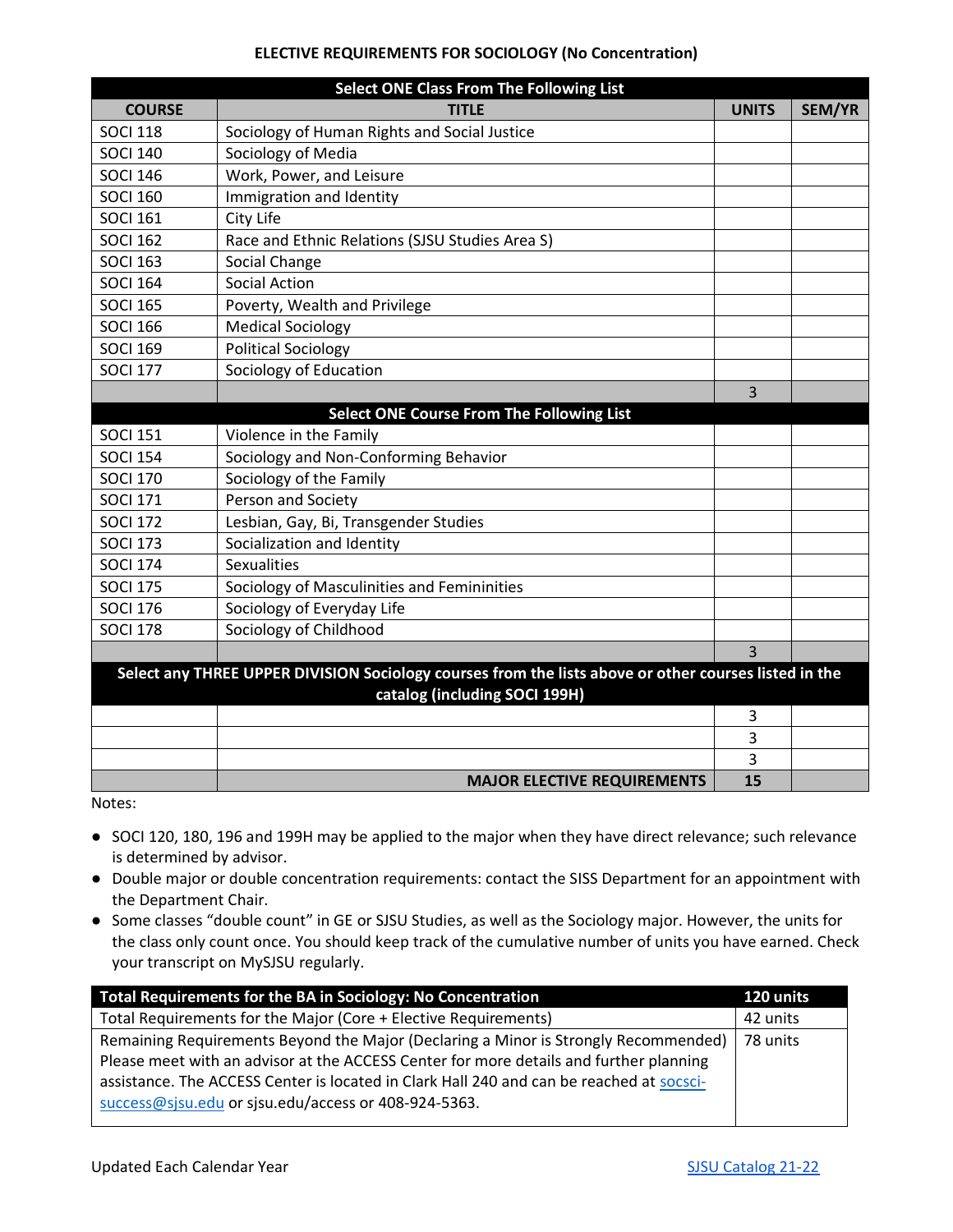**ELECTIVE REQUIREMENTS FOR SOCIOLOGY (No Concentration)**

| COURSE | TITLE | UNITS | SEM/YR |
|---|---|---|---|
| **Select ONE Class From The Following List** | | | |
| SOCI 118 | Sociology of Human Rights and Social Justice | | |
| SOCI 140 | Sociology of Media | | |
| SOCI 146 | Work, Power, and Leisure | | |
| SOCI 160 | Immigration and Identity | | |
| SOCI 161 | City Life | | |
| SOCI 162 | Race and Ethnic Relations (SJSU Studies Area S) | | |
| SOCI 163 | Social Change | | |
| SOCI 164 | Social Action | | |
| SOCI 165 | Poverty, Wealth and Privilege | | |
| SOCI 166 | Medical Sociology | | |
| SOCI 169 | Political Sociology | | |
| SOCI 177 | Sociology of Education | | |
| | | 3 | |
| **Select ONE Course From The Following List** | | | |
| SOCI 151 | Violence in the Family | | |
| SOCI 154 | Sociology and Non-Conforming Behavior | | |
| SOCI 170 | Sociology of the Family | | |
| SOCI 171 | Person and Society | | |
| SOCI 172 | Lesbian, Gay, Bi, Transgender Studies | | |
| SOCI 173 | Socialization and Identity | | |
| SOCI 174 | Sexualities | | |
| SOCI 175 | Sociology of Masculinities and Femininities | | |
| SOCI 176 | Sociology of Everyday Life | | |
| SOCI 178 | Sociology of Childhood | | |
| | | 3 | |
| **Select any THREE UPPER DIVISION Sociology courses from the lists above or other courses listed in the catalog (including SOCI 199H)** | | | |
| | | 3 | |
| | | 3 | |
| | | 3 | |
| | **MAJOR ELECTIVE REQUIREMENTS** | **15** | |

Notes:

- SOCI 120, 180, 196 and 199H may be applied to the major when they have direct relevance; such relevance is determined by advisor.
- Double major or double concentration requirements: contact the SISS Department for an appointment with the Department Chair.
- Some classes "double count" in GE or SJSU Studies, as well as the Sociology major. However, the units for the class only count once. You should keep track of the cumulative number of units you have earned. Check your transcript on MySJSU regularly.

| **Total Requirements for the BA in Sociology: No Concentration** | **120 units** |
|---|---|
| Total Requirements for the Major (Core + Elective Requirements) | 42 units |
| Remaining Requirements Beyond the Major (Declaring a Minor is Strongly Recommended) Please meet with an advisor at the ACCESS Center for more details and further planning assistance. The ACCESS Center is located in Clark Hall 240 and can be reached at socsci-success@sjsu.edu or sjsu.edu/access or 408-924-5363. | 78 units |

Updated Each Calendar Year

SJSU Catalog 21-22